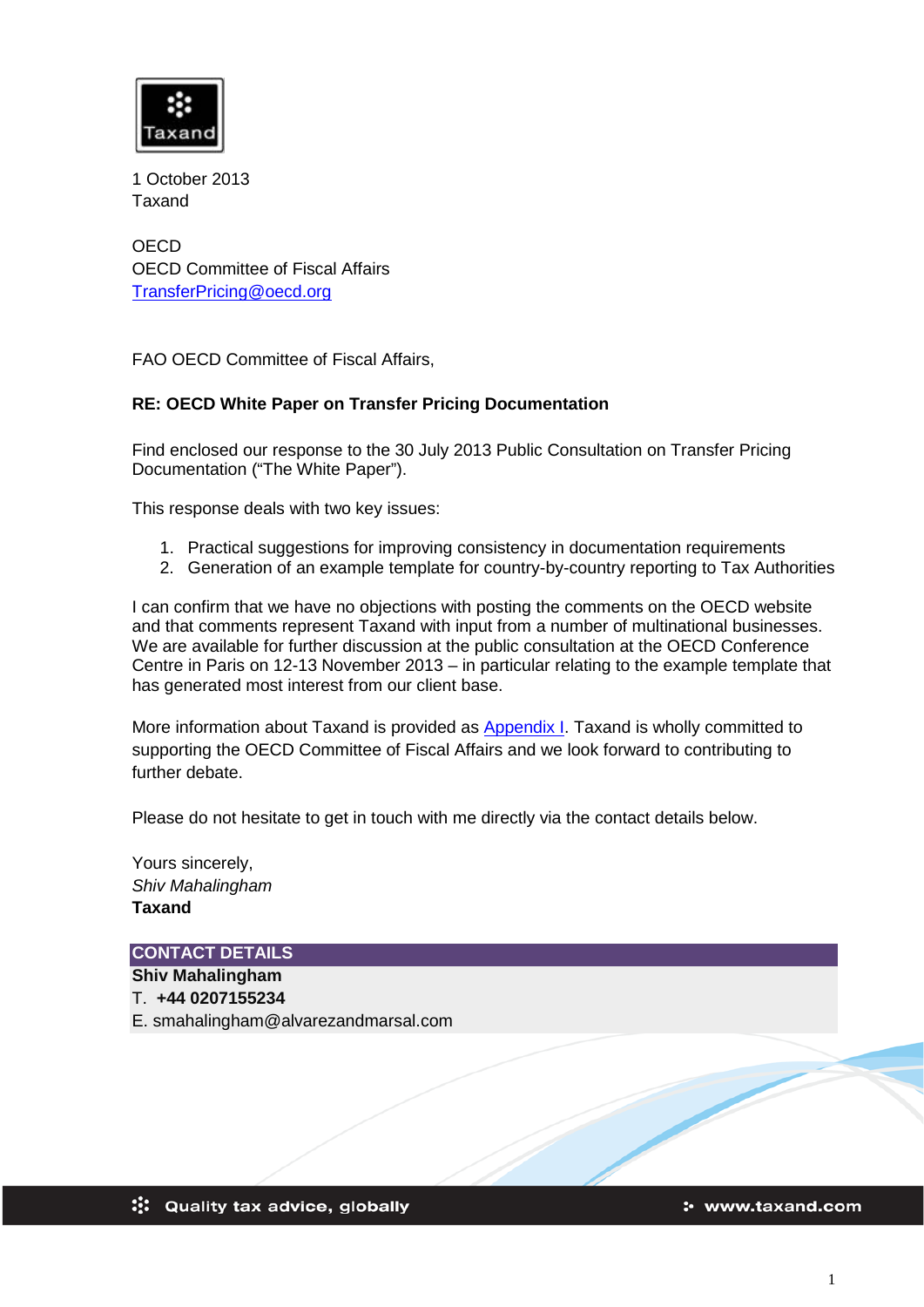Taxand

1 October 2013
Taxand

OECD
OECD Committee of Fiscal Affairs
TransferPricing@oecd.org

FAO OECD Committee of Fiscal Affairs,

**RE: OECD White Paper on Transfer Pricing Documentation**

Find enclosed our response to the 30 July 2013 Public Consultation on Transfer Pricing Documentation ("The White Paper").

This response deals with two key issues:

1. Practical suggestions for improving consistency in documentation requirements
2. Generation of an example template for country-by-country reporting to Tax Authorities

I can confirm that we have no objections with posting the comments on the OECD website and that comments represent Taxand with input from a number of multinational businesses. We are available for further discussion at the public consultation at the OECD Conference Centre in Paris on 12-13 November 2013 – in particular relating to the example template that has generated most interest from our client base.

More information about Taxand is provided as Appendix I. Taxand is wholly committed to supporting the OECD Committee of Fiscal Affairs and we look forward to contributing to further debate.

Please do not hesitate to get in touch with me directly via the contact details below.

Yours sincerely,
*Shiv Mahalingham*
**Taxand**

| CONTACT DETAILS |
| --- |
| **Shiv Mahalingham** |
| T. **+44 0207155234** |
| E. smahalingham@alvarezandmarsal.com |

Quality tax advice, globally — www.taxand.com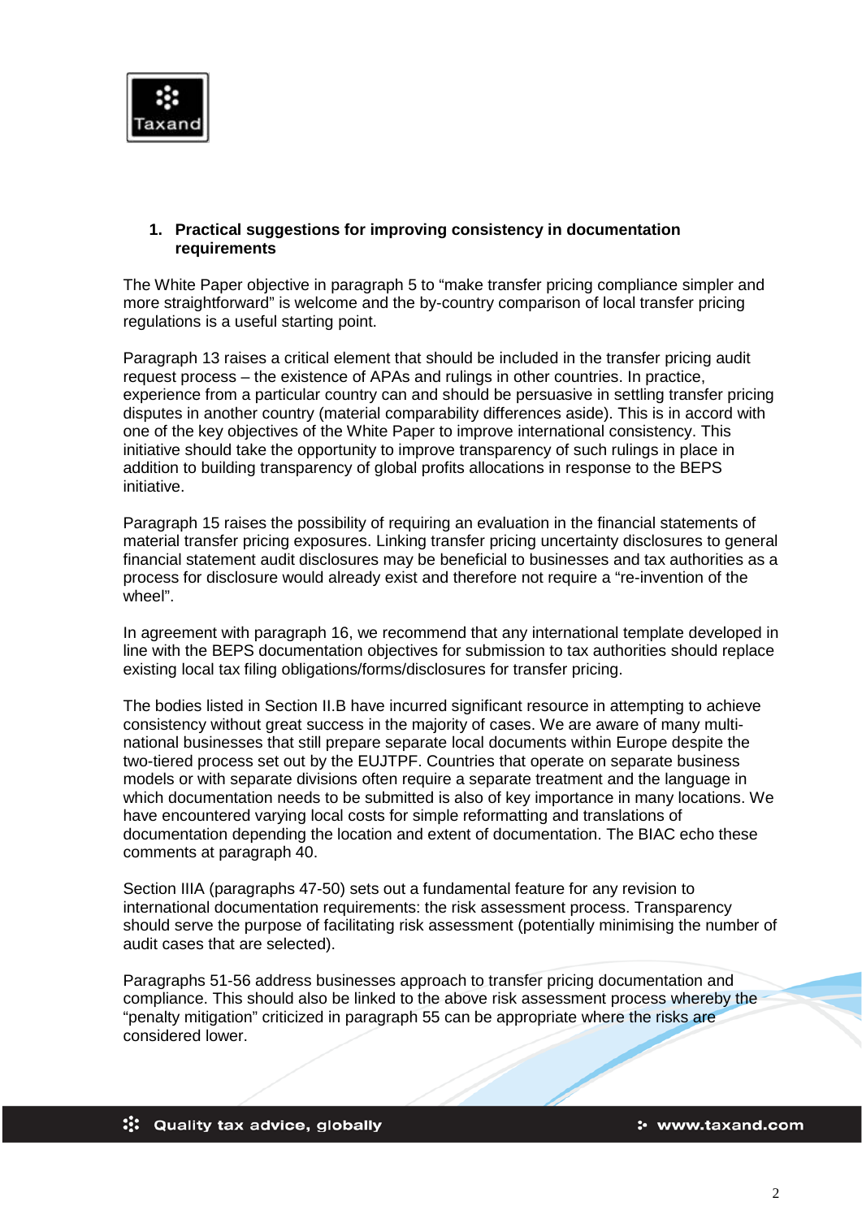1. **Practical suggestions for improving consistency in documentation requirements**

The White Paper objective in paragraph 5 to "make transfer pricing compliance simpler and more straightforward" is welcome and the by-country comparison of local transfer pricing regulations is a useful starting point.

Paragraph 13 raises a critical element that should be included in the transfer pricing audit request process – the existence of APAs and rulings in other countries. In practice, experience from a particular country can and should be persuasive in settling transfer pricing disputes in another country (material comparability differences aside). This is in accord with one of the key objectives of the White Paper to improve international consistency. This initiative should take the opportunity to improve transparency of such rulings in place in addition to building transparency of global profits allocations in response to the BEPS initiative.

Paragraph 15 raises the possibility of requiring an evaluation in the financial statements of material transfer pricing exposures. Linking transfer pricing uncertainty disclosures to general financial statement audit disclosures may be beneficial to businesses and tax authorities as a process for disclosure would already exist and therefore not require a "re-invention of the wheel".

In agreement with paragraph 16, we recommend that any international template developed in line with the BEPS documentation objectives for submission to tax authorities should replace existing local tax filing obligations/forms/disclosures for transfer pricing.

The bodies listed in Section II.B have incurred significant resource in attempting to achieve consistency without great success in the majority of cases. We are aware of many multi-national businesses that still prepare separate local documents within Europe despite the two-tiered process set out by the EUJTPF. Countries that operate on separate business models or with separate divisions often require a separate treatment and the language in which documentation needs to be submitted is also of key importance in many locations. We have encountered varying local costs for simple reformatting and translations of documentation depending the location and extent of documentation. The BIAC echo these comments at paragraph 40.

Section IIIA (paragraphs 47-50) sets out a fundamental feature for any revision to international documentation requirements: the risk assessment process. Transparency should serve the purpose of facilitating risk assessment (potentially minimising the number of audit cases that are selected).

Paragraphs 51-56 address businesses approach to transfer pricing documentation and compliance. This should also be linked to the above risk assessment process whereby the "penalty mitigation" criticized in paragraph 55 can be appropriate where the risks are considered lower.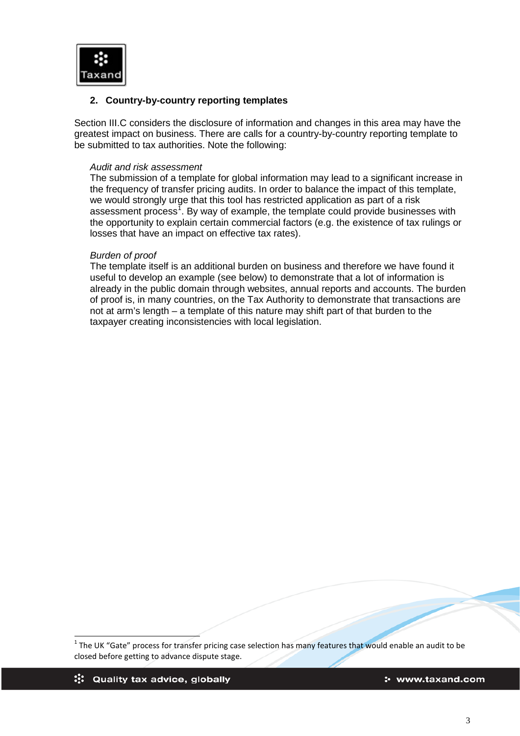## 2. Country-by-country reporting templates

Section III.C considers the disclosure of information and changes in this area may have the greatest impact on business. There are calls for a country-by-country reporting template to be submitted to tax authorities. Note the following:

*Audit and risk assessment*

The submission of a template for global information may lead to a significant increase in the frequency of transfer pricing audits. In order to balance the impact of this template, we would strongly urge that this tool has restricted application as part of a risk assessment process[1]. By way of example, the template could provide businesses with the opportunity to explain certain commercial factors (e.g. the existence of tax rulings or losses that have an impact on effective tax rates).

*Burden of proof*

The template itself is an additional burden on business and therefore we have found it useful to develop an example (see below) to demonstrate that a lot of information is already in the public domain through websites, annual reports and accounts. The burden of proof is, in many countries, on the Tax Authority to demonstrate that transactions are not at arm's length – a template of this nature may shift part of that burden to the taxpayer creating inconsistencies with local legislation.

---

[1] The UK "Gate" process for transfer pricing case selection has many features that would enable an audit to be closed before getting to advance dispute stage.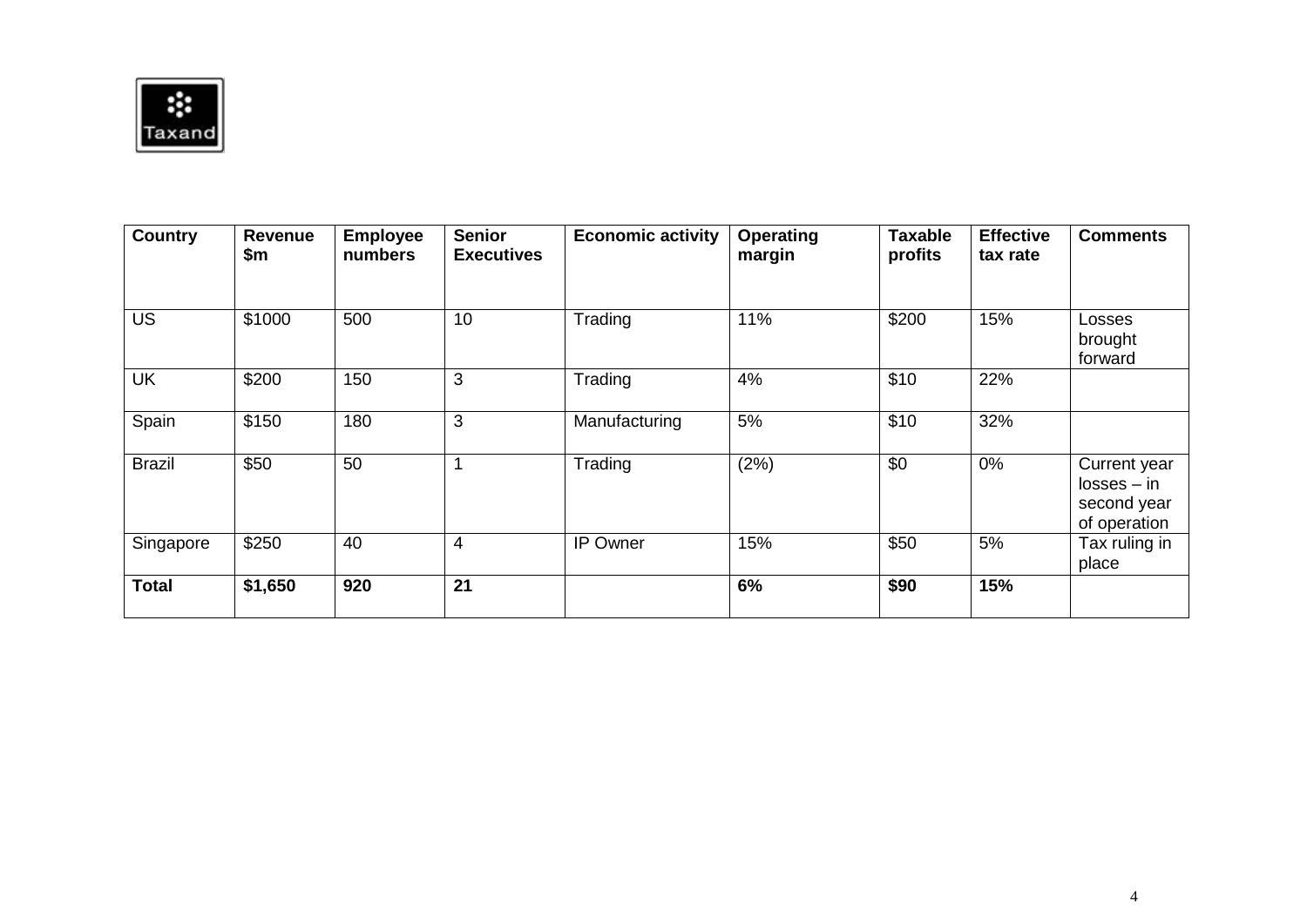| Country | Revenue $m | Employee numbers | Senior Executives | Economic activity | Operating margin | Taxable profits | Effective tax rate | Comments |
|---|---|---|---|---|---|---|---|---|
| US | $1000 | 500 | 10 | Trading | 11% | $200 | 15% | Losses brought forward |
| UK | $200 | 150 | 3 | Trading | 4% | $10 | 22% | |
| Spain | $150 | 180 | 3 | Manufacturing | 5% | $10 | 32% | |
| Brazil | $50 | 50 | 1 | Trading | (2%) | $0 | 0% | Current year losses – in second year of operation |
| Singapore | $250 | 40 | 4 | IP Owner | 15% | $50 | 5% | Tax ruling in place |
| **Total** | **$1,650** | **920** | **21** | | **6%** | **$90** | **15%** | |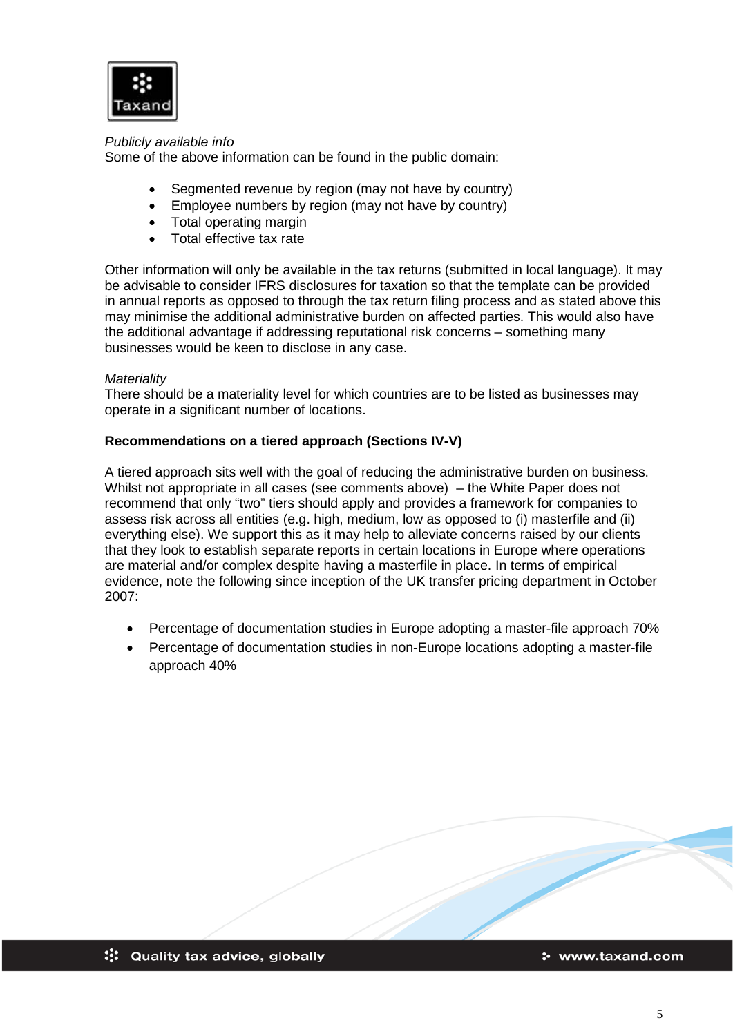*Publicly available info*
Some of the above information can be found in the public domain:

- Segmented revenue by region (may not have by country)
- Employee numbers by region (may not have by country)
- Total operating margin
- Total effective tax rate

Other information will only be available in the tax returns (submitted in local language). It may be advisable to consider IFRS disclosures for taxation so that the template can be provided in annual reports as opposed to through the tax return filing process and as stated above this may minimise the additional administrative burden on affected parties. This would also have the additional advantage if addressing reputational risk concerns – something many businesses would be keen to disclose in any case.

*Materiality*
There should be a materiality level for which countries are to be listed as businesses may operate in a significant number of locations.

**Recommendations on a tiered approach (Sections IV-V)**

A tiered approach sits well with the goal of reducing the administrative burden on business. Whilst not appropriate in all cases (see comments above) – the White Paper does not recommend that only "two" tiers should apply and provides a framework for companies to assess risk across all entities (e.g. high, medium, low as opposed to (i) masterfile and (ii) everything else). We support this as it may help to alleviate concerns raised by our clients that they look to establish separate reports in certain locations in Europe where operations are material and/or complex despite having a masterfile in place. In terms of empirical evidence, note the following since inception of the UK transfer pricing department in October 2007:

- Percentage of documentation studies in Europe adopting a master-file approach 70%
- Percentage of documentation studies in non-Europe locations adopting a master-file approach 40%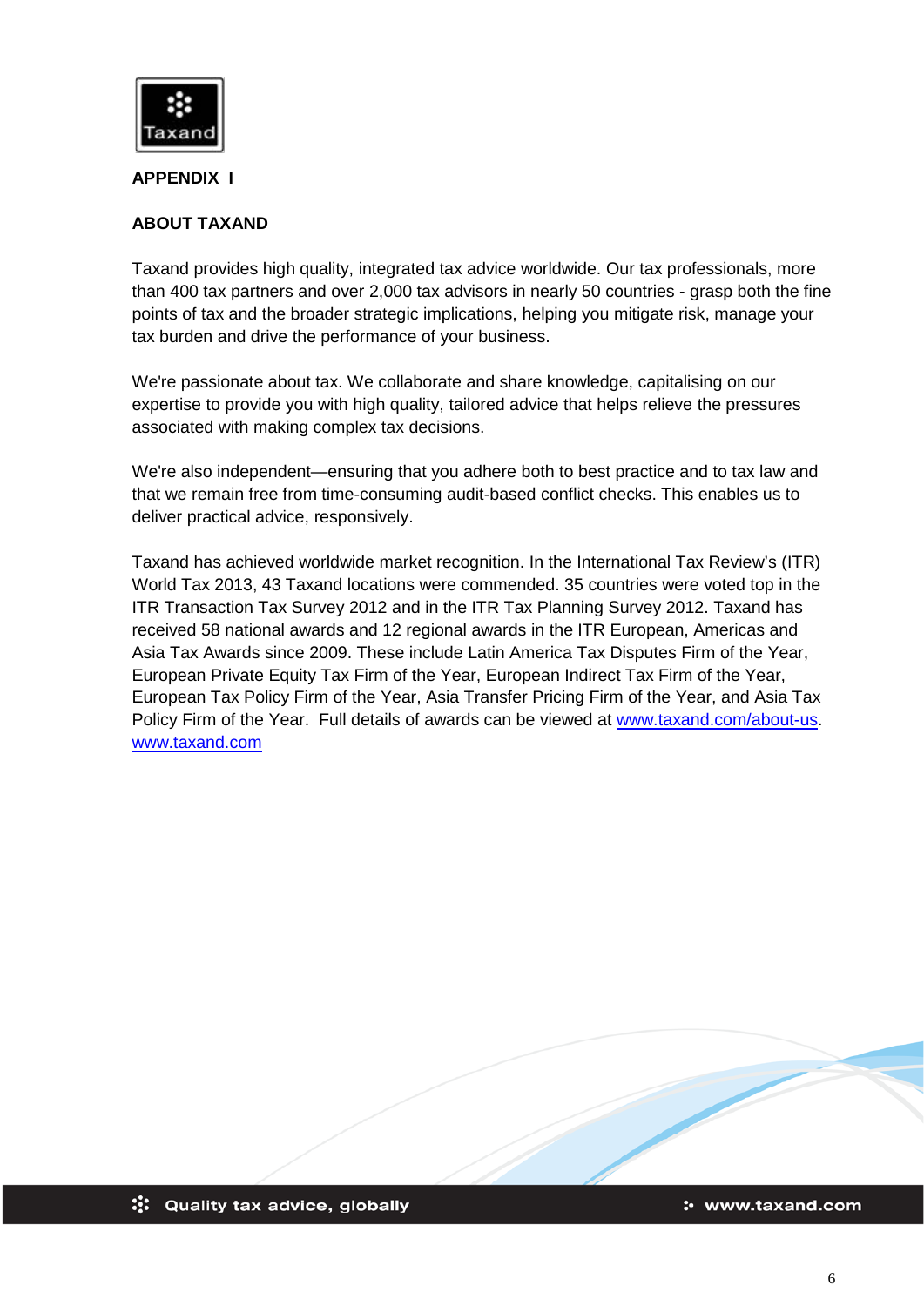**APPENDIX I**

**ABOUT TAXAND**

Taxand provides high quality, integrated tax advice worldwide. Our tax professionals, more than 400 tax partners and over 2,000 tax advisors in nearly 50 countries - grasp both the fine points of tax and the broader strategic implications, helping you mitigate risk, manage your tax burden and drive the performance of your business.

We're passionate about tax. We collaborate and share knowledge, capitalising on our expertise to provide you with high quality, tailored advice that helps relieve the pressures associated with making complex tax decisions.

We're also independent—ensuring that you adhere both to best practice and to tax law and that we remain free from time-consuming audit-based conflict checks. This enables us to deliver practical advice, responsibly.

Taxand has achieved worldwide market recognition. In the International Tax Review's (ITR) World Tax 2013, 43 Taxand locations were commended. 35 countries were voted top in the ITR Transaction Tax Survey 2012 and in the ITR Tax Planning Survey 2012. Taxand has received 58 national awards and 12 regional awards in the ITR European, Americas and Asia Tax Awards since 2009. These include Latin America Tax Disputes Firm of the Year, European Private Equity Tax Firm of the Year, European Indirect Tax Firm of the Year, European Tax Policy Firm of the Year, Asia Transfer Pricing Firm of the Year, and Asia Tax Policy Firm of the Year. Full details of awards can be viewed at www.taxand.com/about-us. www.taxand.com